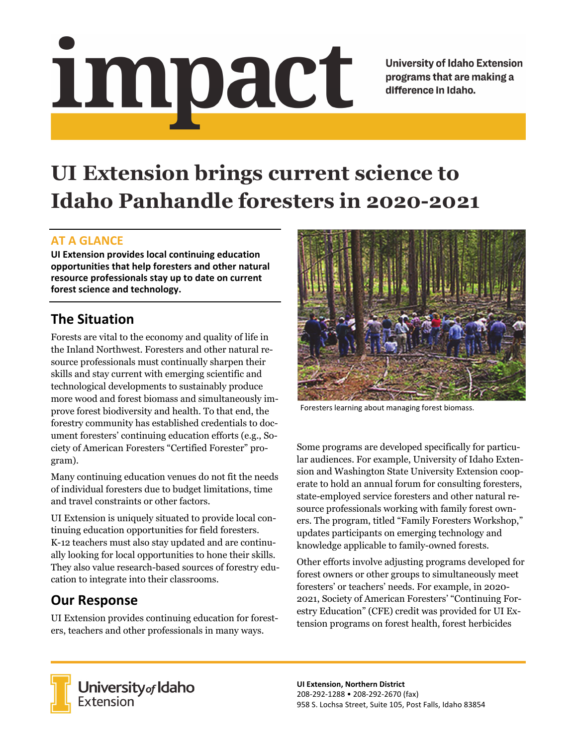# impact

University of Idaho Extension programs that are making a difference in Idaho.

# UI Extension brings current science to Idaho Panhandle foresters in 2020-2021

## AT A GLANCE

**UI Extension provides local continuing education opportunities that help foresters and other natural resource professionals stay up to date on current forest science and technology.**

## The Situation

Forests are vital to the economy and quality of life in the Inland Northwest. Foresters and other natural resource professionals must continually sharpen their skills and stay current with emerging scientific and technological developments to sustainably produce more wood and forest biomass and simultaneously improve forest biodiversity and health. To that end, the forestry community has established credentials to document foresters' continuing education efforts (e.g., Society of American Foresters "Certified Forester" program).

Many continuing education venues do not fit the needs of individual foresters due to budget limitations, time and travel constraints or other factors.

UI Extension is uniquely situated to provide local continuing education opportunities for field foresters. K-12 teachers must also stay updated and are continually looking for local opportunities to hone their skills. They also value research-based sources of forestry education to integrate into their classrooms.

## Our Response

UI Extension provides continuing education for foresters, teachers and other professionals in many ways.

Foresters learning about managing forest biomass.

Some programs are developed specifically for particular audiences. For example, University of Idaho Extension and Washington State University Extension cooperate to hold an annual forum for consulting foresters, state-employed service foresters and other natural resource professionals working with family forest owners. The program, titled "Family Foresters Workshop," updates participants on emerging technology and knowledge applicable to family-owned forests.

Other efforts involve adjusting programs developed for forest owners or other groups to simultaneously meet foresters' or teachers' needs. For example, in 2020-2021, Society of American Foresters' "Continuing Forestry Education" (CFE) credit was provided for UI Extension programs on forest health, forest herbicides

**UI Extension, Northern District**
208-292-1288 • 208-292-2670 (fax)
958 S. Lochsa Street, Suite 105, Post Falls, Idaho 83854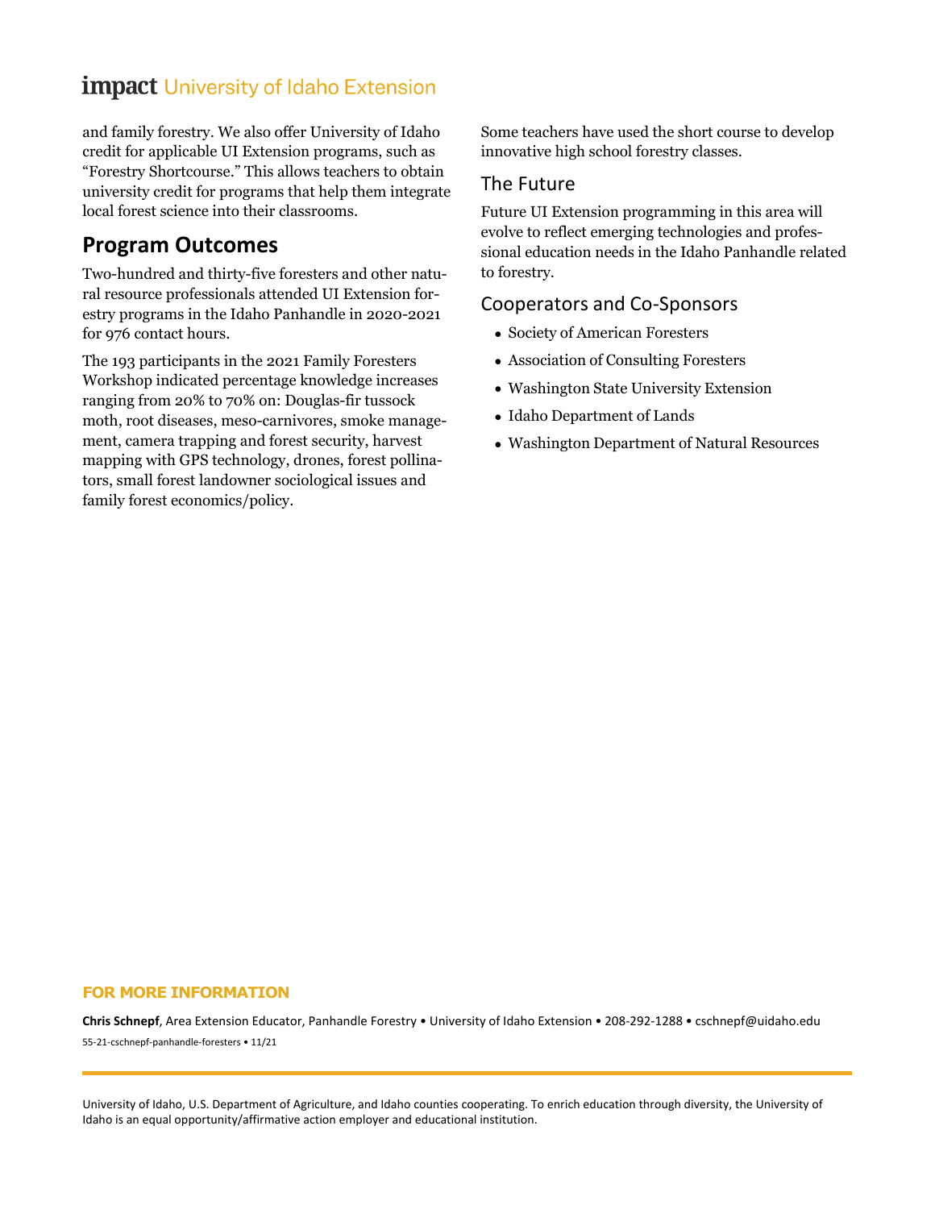and family forestry. We also offer University of Idaho credit for applicable UI Extension programs, such as "Forestry Shortcourse." This allows teachers to obtain university credit for programs that help them integrate local forest science into their classrooms.

## Program Outcomes

Two-hundred and thirty-five foresters and other natural resource professionals attended UI Extension forestry programs in the Idaho Panhandle in 2020-2021 for 976 contact hours.

The 193 participants in the 2021 Family Foresters Workshop indicated percentage knowledge increases ranging from 20% to 70% on: Douglas-fir tussock moth, root diseases, meso-carnivores, smoke management, camera trapping and forest security, harvest mapping with GPS technology, drones, forest pollinators, small forest landowner sociological issues and family forest economics/policy.

Some teachers have used the short course to develop innovative high school forestry classes.

### The Future

Future UI Extension programming in this area will evolve to reflect emerging technologies and professional education needs in the Idaho Panhandle related to forestry.

### Cooperators and Co-Sponsors

- Society of American Foresters
- Association of Consulting Foresters
- Washington State University Extension
- Idaho Department of Lands
- Washington Department of Natural Resources

**FOR MORE INFORMATION**

**Chris Schnepf**, Area Extension Educator, Panhandle Forestry • University of Idaho Extension • 208-292-1288 • cschnepf@uidaho.edu

55-21-cschnepf-panhandle-foresters • 11/21

University of Idaho, U.S. Department of Agriculture, and Idaho counties cooperating. To enrich education through diversity, the University of Idaho is an equal opportunity/affirmative action employer and educational institution.